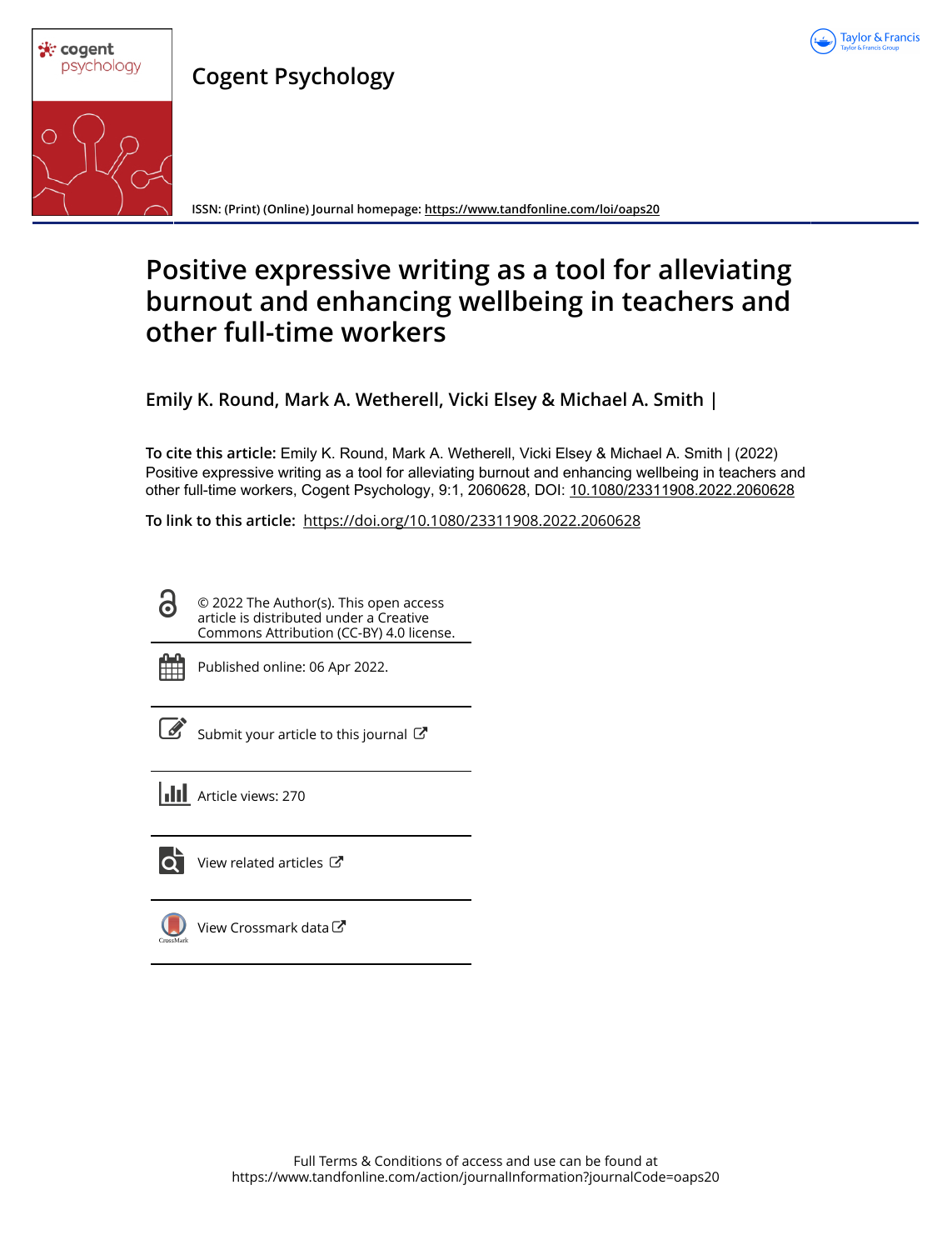Cogent Psychology

ISSN: (Print) (Online) Journal homepage: https://www.tandfonline.com/loi/oaps20

# Positive expressive writing as a tool for alleviating burnout and enhancing wellbeing in teachers and other full-time workers

**Emily K. Round, Mark A. Wetherell, Vicki Elsey & Michael A. Smith |**

**To cite this article:** Emily K. Round, Mark A. Wetherell, Vicki Elsey & Michael A. Smith | (2022) Positive expressive writing as a tool for alleviating burnout and enhancing wellbeing in teachers and other full-time workers, Cogent Psychology, 9:1, 2060628, DOI: 10.1080/23311908.2022.2060628

**To link to this article:** https://doi.org/10.1080/23311908.2022.2060628

© 2022 The Author(s). This open access article is distributed under a Creative Commons Attribution (CC-BY) 4.0 license.

Published online: 06 Apr 2022.

Submit your article to this journal

Article views: 270

View related articles

View Crossmark data

Full Terms & Conditions of access and use can be found at https://www.tandfonline.com/action/journalInformation?journalCode=oaps20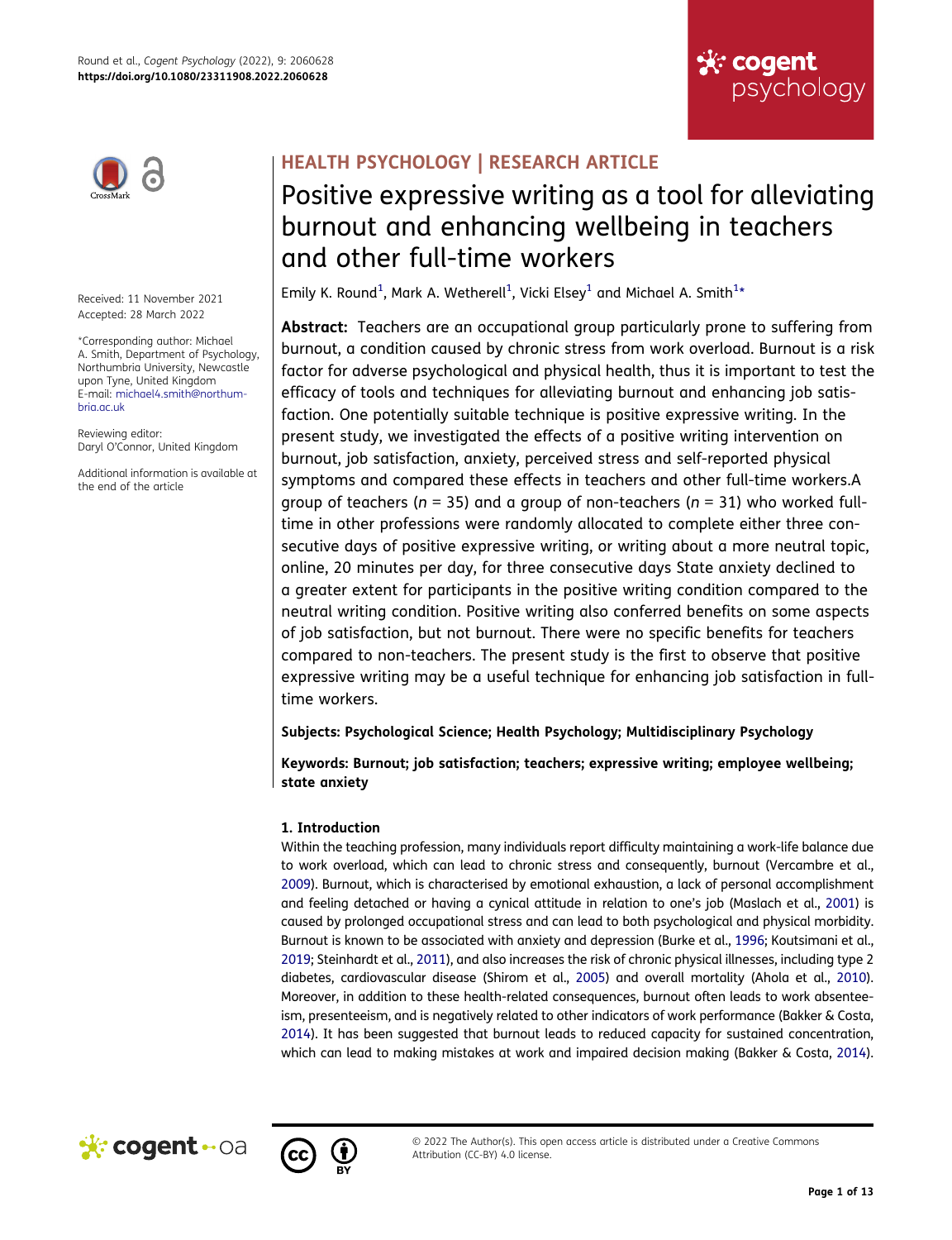## HEALTH PSYCHOLOGY | RESEARCH ARTICLE

# Positive expressive writing as a tool for alleviating burnout and enhancing wellbeing in teachers and other full-time workers

Emily K. Round[1], Mark A. Wetherell[1], Vicki Elsey[1] and Michael A. Smith[1]*

Received: 11 November 2021
Accepted: 28 March 2022

*Corresponding author: Michael A. Smith, Department of Psychology, Northumbria University, Newcastle upon Tyne, United Kingdom
E-mail: michael4.smith@northumbria.ac.uk

Reviewing editor:
Daryl O'Connor, United Kingdom

Additional information is available at the end of the article

**Abstract:** Teachers are an occupational group particularly prone to suffering from burnout, a condition caused by chronic stress from work overload. Burnout is a risk factor for adverse psychological and physical health, thus it is important to test the efficacy of tools and techniques for alleviating burnout and enhancing job satisfaction. One potentially suitable technique is positive expressive writing. In the present study, we investigated the effects of a positive writing intervention on burnout, job satisfaction, anxiety, perceived stress and self-reported physical symptoms and compared these effects in teachers and other full-time workers.A group of teachers (*n* = 35) and a group of non-teachers (*n* = 31) who worked full-time in other professions were randomly allocated to complete either three consecutive days of positive expressive writing, or writing about a more neutral topic, online, 20 minutes per day, for three consecutive days State anxiety declined to a greater extent for participants in the positive writing condition compared to the neutral writing condition. Positive writing also conferred benefits on some aspects of job satisfaction, but not burnout. There were no specific benefits for teachers compared to non-teachers. The present study is the first to observe that positive expressive writing may be a useful technique for enhancing job satisfaction in full-time workers.

**Subjects: Psychological Science; Health Psychology; Multidisciplinary Psychology**

**Keywords: Burnout; job satisfaction; teachers; expressive writing; employee wellbeing; state anxiety**

### 1. Introduction

Within the teaching profession, many individuals report difficulty maintaining a work-life balance due to work overload, which can lead to chronic stress and consequently, burnout (Vercambre et al., 2009). Burnout, which is characterised by emotional exhaustion, a lack of personal accomplishment and feeling detached or having a cynical attitude in relation to one's job (Maslach et al., 2001) is caused by prolonged occupational stress and can lead to both psychological and physical morbidity. Burnout is known to be associated with anxiety and depression (Burke et al., 1996; Koutsimani et al., 2019; Steinhardt et al., 2011), and also increases the risk of chronic physical illnesses, including type 2 diabetes, cardiovascular disease (Shirom et al., 2005) and overall mortality (Ahola et al., 2010). Moreover, in addition to these health-related consequences, burnout often leads to work absenteeism, presenteeism, and is negatively related to other indicators of work performance (Bakker & Costa, 2014). It has been suggested that burnout leads to reduced capacity for sustained concentration, which can lead to making mistakes at work and impaired decision making (Bakker & Costa, 2014).

© 2022 The Author(s). This open access article is distributed under a Creative Commons Attribution (CC-BY) 4.0 license.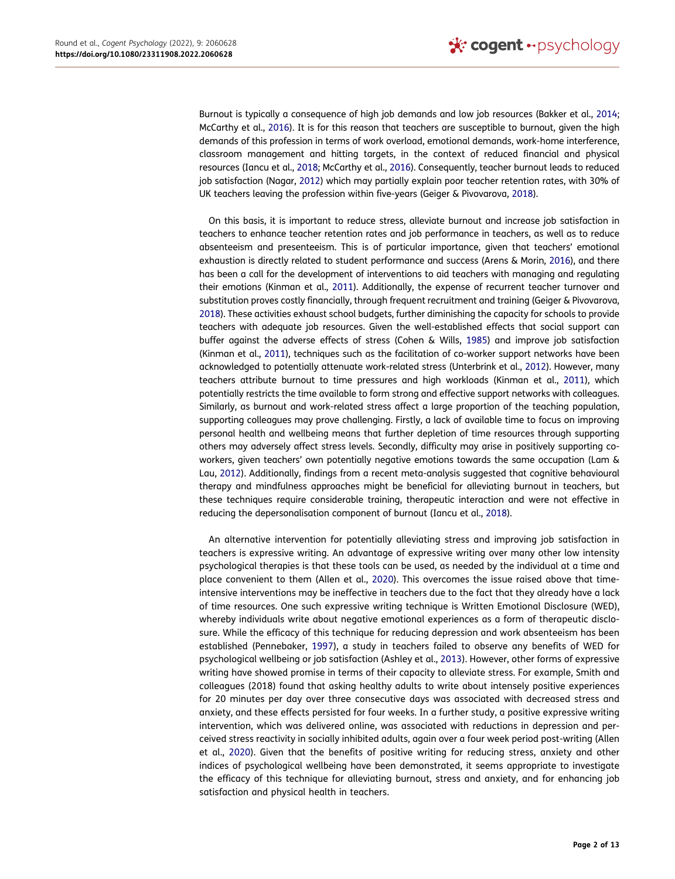Burnout is typically a consequence of high job demands and low job resources (Bakker et al., 2014; McCarthy et al., 2016). It is for this reason that teachers are susceptible to burnout, given the high demands of this profession in terms of work overload, emotional demands, work-home interference, classroom management and hitting targets, in the context of reduced financial and physical resources (Iancu et al., 2018; McCarthy et al., 2016). Consequently, teacher burnout leads to reduced job satisfaction (Nagar, 2012) which may partially explain poor teacher retention rates, with 30% of UK teachers leaving the profession within five-years (Geiger & Pivovarova, 2018).

On this basis, it is important to reduce stress, alleviate burnout and increase job satisfaction in teachers to enhance teacher retention rates and job performance in teachers, as well as to reduce absenteeism and presenteeism. This is of particular importance, given that teachers' emotional exhaustion is directly related to student performance and success (Arens & Morin, 2016), and there has been a call for the development of interventions to aid teachers with managing and regulating their emotions (Kinman et al., 2011). Additionally, the expense of recurrent teacher turnover and substitution proves costly financially, through frequent recruitment and training (Geiger & Pivovarova, 2018). These activities exhaust school budgets, further diminishing the capacity for schools to provide teachers with adequate job resources. Given the well-established effects that social support can buffer against the adverse effects of stress (Cohen & Wills, 1985) and improve job satisfaction (Kinman et al., 2011), techniques such as the facilitation of co-worker support networks have been acknowledged to potentially attenuate work-related stress (Unterbrink et al., 2012). However, many teachers attribute burnout to time pressures and high workloads (Kinman et al., 2011), which potentially restricts the time available to form strong and effective support networks with colleagues. Similarly, as burnout and work-related stress affect a large proportion of the teaching population, supporting colleagues may prove challenging. Firstly, a lack of available time to focus on improving personal health and wellbeing means that further depletion of time resources through supporting others may adversely affect stress levels. Secondly, difficulty may arise in positively supporting co-workers, given teachers' own potentially negative emotions towards the same occupation (Lam & Lau, 2012). Additionally, findings from a recent meta-analysis suggested that cognitive behavioural therapy and mindfulness approaches might be beneficial for alleviating burnout in teachers, but these techniques require considerable training, therapeutic interaction and were not effective in reducing the depersonalisation component of burnout (Iancu et al., 2018).

An alternative intervention for potentially alleviating stress and improving job satisfaction in teachers is expressive writing. An advantage of expressive writing over many other low intensity psychological therapies is that these tools can be used, as needed by the individual at a time and place convenient to them (Allen et al., 2020). This overcomes the issue raised above that time-intensive interventions may be ineffective in teachers due to the fact that they already have a lack of time resources. One such expressive writing technique is Written Emotional Disclosure (WED), whereby individuals write about negative emotional experiences as a form of therapeutic disclosure. While the efficacy of this technique for reducing depression and work absenteeism has been established (Pennebaker, 1997), a study in teachers failed to observe any benefits of WED for psychological wellbeing or job satisfaction (Ashley et al., 2013). However, other forms of expressive writing have showed promise in terms of their capacity to alleviate stress. For example, Smith and colleagues (2018) found that asking healthy adults to write about intensely positive experiences for 20 minutes per day over three consecutive days was associated with decreased stress and anxiety, and these effects persisted for four weeks. In a further study, a positive expressive writing intervention, which was delivered online, was associated with reductions in depression and perceived stress reactivity in socially inhibited adults, again over a four week period post-writing (Allen et al., 2020). Given that the benefits of positive writing for reducing stress, anxiety and other indices of psychological wellbeing have been demonstrated, it seems appropriate to investigate the efficacy of this technique for alleviating burnout, stress and anxiety, and for enhancing job satisfaction and physical health in teachers.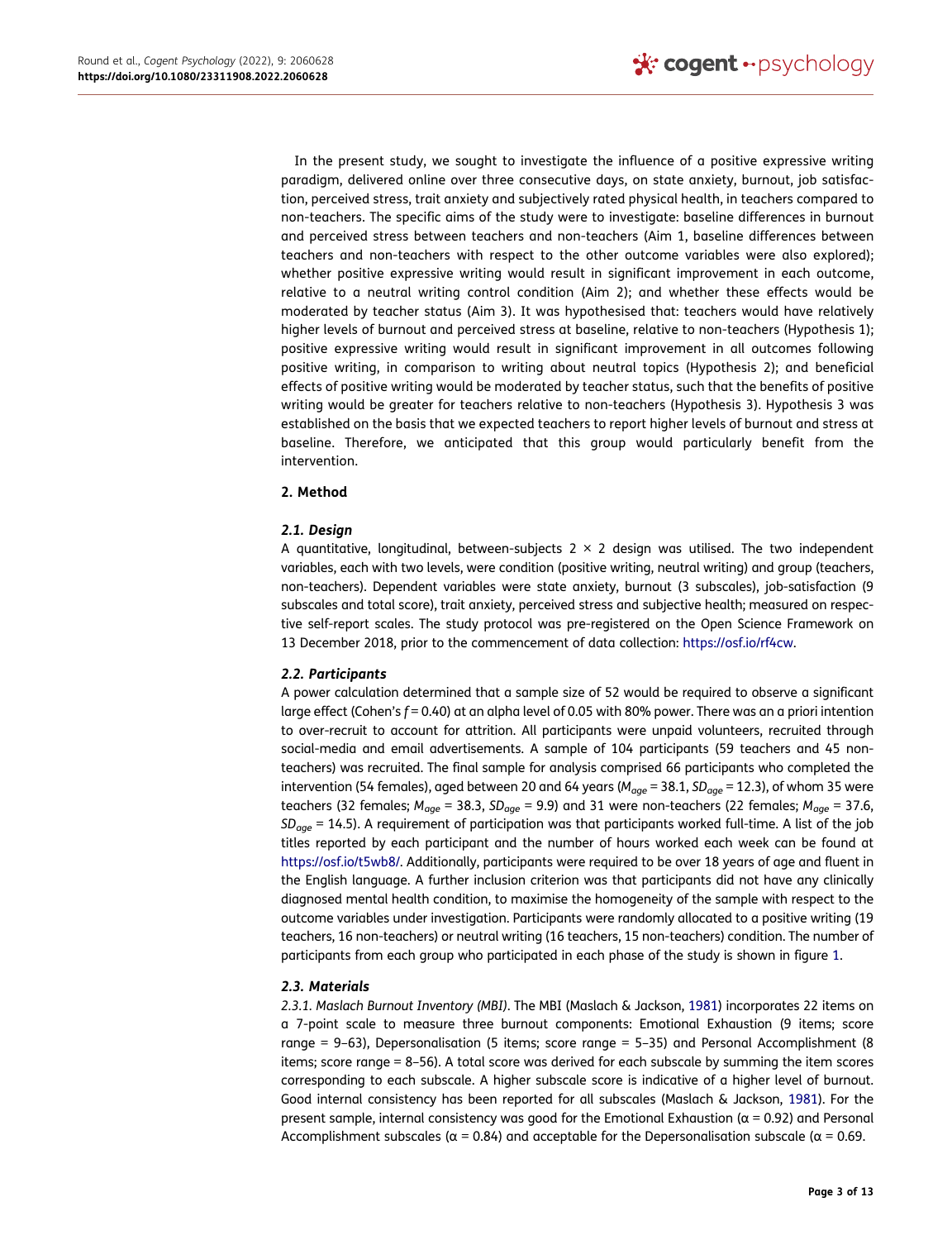In the present study, we sought to investigate the influence of a positive expressive writing paradigm, delivered online over three consecutive days, on state anxiety, burnout, job satisfaction, perceived stress, trait anxiety and subjectively rated physical health, in teachers compared to non-teachers. The specific aims of the study were to investigate: baseline differences in burnout and perceived stress between teachers and non-teachers (Aim 1, baseline differences between teachers and non-teachers with respect to the other outcome variables were also explored); whether positive expressive writing would result in significant improvement in each outcome, relative to a neutral writing control condition (Aim 2); and whether these effects would be moderated by teacher status (Aim 3). It was hypothesised that: teachers would have relatively higher levels of burnout and perceived stress at baseline, relative to non-teachers (Hypothesis 1); positive expressive writing would result in significant improvement in all outcomes following positive writing, in comparison to writing about neutral topics (Hypothesis 2); and beneficial effects of positive writing would be moderated by teacher status, such that the benefits of positive writing would be greater for teachers relative to non-teachers (Hypothesis 3). Hypothesis 3 was established on the basis that we expected teachers to report higher levels of burnout and stress at baseline. Therefore, we anticipated that this group would particularly benefit from the intervention.

## 2. Method

### 2.1. Design

A quantitative, longitudinal, between-subjects 2 × 2 design was utilised. The two independent variables, each with two levels, were condition (positive writing, neutral writing) and group (teachers, non-teachers). Dependent variables were state anxiety, burnout (3 subscales), job-satisfaction (9 subscales and total score), trait anxiety, perceived stress and subjective health; measured on respective self-report scales. The study protocol was pre-registered on the Open Science Framework on 13 December 2018, prior to the commencement of data collection: https://osf.io/rf4cw.

### 2.2. Participants

A power calculation determined that a sample size of 52 would be required to observe a significant large effect (Cohen's $f = 0.40$) at an alpha level of 0.05 with 80% power. There was an a priori intention to over-recruit to account for attrition. All participants were unpaid volunteers, recruited through social-media and email advertisements. A sample of 104 participants (59 teachers and 45 non-teachers) was recruited. The final sample for analysis comprised 66 participants who completed the intervention (54 females), aged between 20 and 64 years ($M_{age} = 38.1$, $SD_{age} = 12.3$), of whom 35 were teachers (32 females; $M_{age} = 38.3$, $SD_{age} = 9.9$) and 31 were non-teachers (22 females; $M_{age} = 37.6$, $SD_{age} = 14.5$). A requirement of participation was that participants worked full-time. A list of the job titles reported by each participant and the number of hours worked each week can be found at https://osf.io/t5wb8/. Additionally, participants were required to be over 18 years of age and fluent in the English language. A further inclusion criterion was that participants did not have any clinically diagnosed mental health condition, to maximise the homogeneity of the sample with respect to the outcome variables under investigation. Participants were randomly allocated to a positive writing (19 teachers, 16 non-teachers) or neutral writing (16 teachers, 15 non-teachers) condition. The number of participants from each group who participated in each phase of the study is shown in figure 1.

### 2.3. Materials

*2.3.1. Maslach Burnout Inventory (MBI)*. The MBI (Maslach & Jackson, 1981) incorporates 22 items on a 7-point scale to measure three burnout components: Emotional Exhaustion (9 items; score range = 9–63), Depersonalisation (5 items; score range = 5–35) and Personal Accomplishment (8 items; score range = 8–56). A total score was derived for each subscale by summing the item scores corresponding to each subscale. A higher subscale score is indicative of a higher level of burnout. Good internal consistency has been reported for all subscales (Maslach & Jackson, 1981). For the present sample, internal consistency was good for the Emotional Exhaustion (α = 0.92) and Personal Accomplishment subscales (α = 0.84) and acceptable for the Depersonalisation subscale (α = 0.69.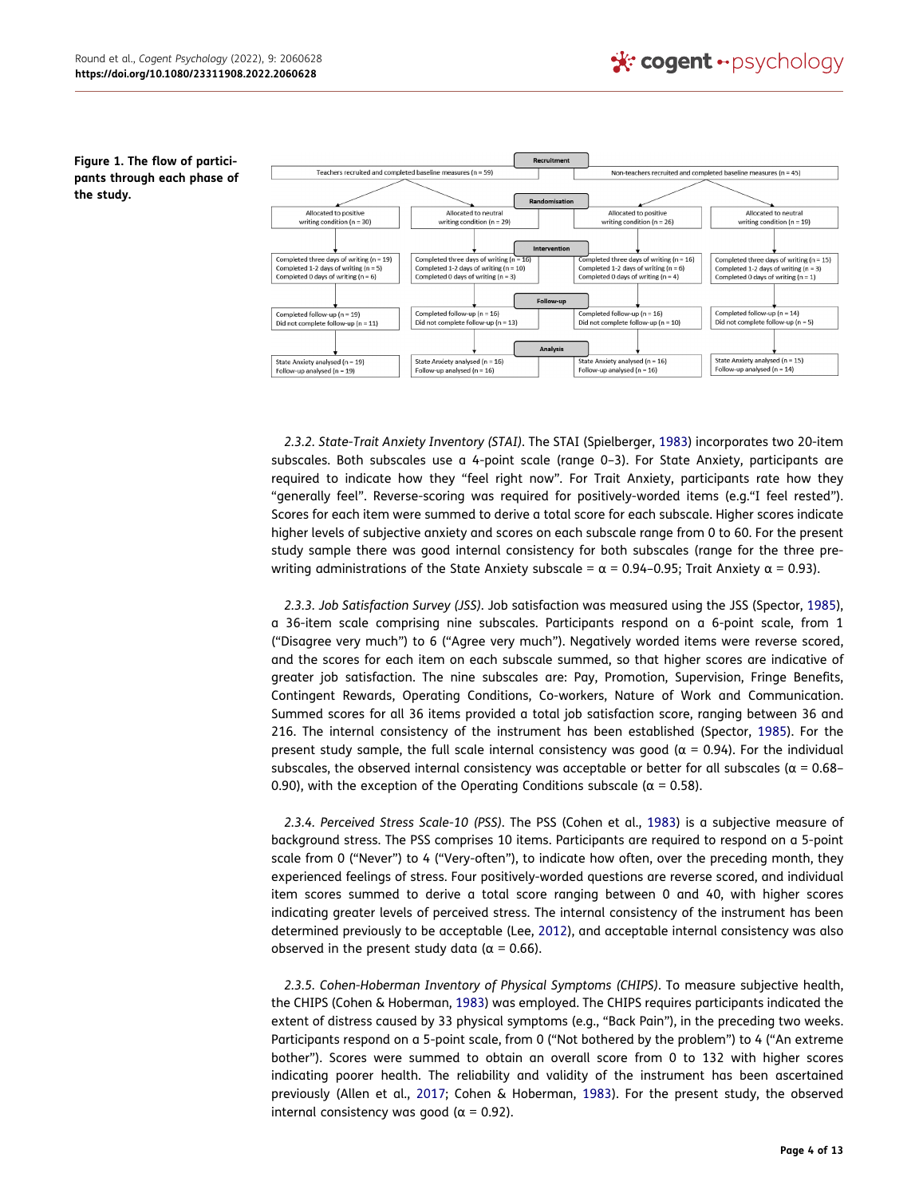**Figure 1. The flow of participants through each phase of the study.**

**Recruitment**

| Teachers recruited and completed baseline measures (n = 59) | | Non-teachers recruited and completed baseline measures (n = 45) | |
|---|---|---|---|

**Randomisation**

| Allocated to positive writing condition (n = 30) | Allocated to neutral writing condition (n = 29) | Allocated to positive writing condition (n = 26) | Allocated to neutral writing condition (n = 19) |
|---|---|---|---|

**Intervention**

| Completed three days of writing (n = 19)<br>Completed 1-2 days of writing (n = 5)<br>Completed 0 days of writing (n = 6) | Completed three days of writing (n = 16)<br>Completed 1-2 days of writing (n = 10)<br>Completed 0 days of writing (n = 3) | Completed three days of writing (n = 16)<br>Completed 1-2 days of writing (n = 6)<br>Completed 0 days of writing (n = 4) | Completed three days of writing (n = 15)<br>Completed 1-2 days of writing (n = 3)<br>Completed 0 days of writing (n = 1) |
|---|---|---|---|

**Follow-up**

| Completed follow-up (n = 19)<br>Did not complete follow-up (n = 11) | Completed follow-up (n = 16)<br>Did not complete follow-up (n = 13) | Completed follow-up (n = 16)<br>Did not complete follow-up (n = 10) | Completed follow-up (n = 14)<br>Did not complete follow-up (n = 5) |
|---|---|---|---|

**Analysis**

| State Anxiety analysed (n = 19)<br>Follow-up analysed (n = 19) | State Anxiety analysed (n = 16)<br>Follow-up analysed (n = 16) | State Anxiety analysed (n = 16)<br>Follow-up analysed (n = 16) | State Anxiety analysed (n = 15)<br>Follow-up analysed (n = 14) |
|---|---|---|---|

*2.3.2. State-Trait Anxiety Inventory (STAI)*. The STAI (Spielberger, 1983) incorporates two 20-item subscales. Both subscales use a 4-point scale (range 0–3). For State Anxiety, participants are required to indicate how they "feel right now". For Trait Anxiety, participants rate how they "generally feel". Reverse-scoring was required for positively-worded items (e.g."I feel rested"). Scores for each item were summed to derive a total score for each subscale. Higher scores indicate higher levels of subjective anxiety and scores on each subscale range from 0 to 60. For the present study sample there was good internal consistency for both subscales (range for the three pre-writing administrations of the State Anxiety subscale = $\alpha = 0.94$–$0.95$; Trait Anxiety $\alpha = 0.93$).

*2.3.3. Job Satisfaction Survey (JSS)*. Job satisfaction was measured using the JSS (Spector, 1985), a 36-item scale comprising nine subscales. Participants respond on a 6-point scale, from 1 ("Disagree very much") to 6 ("Agree very much"). Negatively worded items were reverse scored, and the scores for each item on each subscale summed, so that higher scores are indicative of greater job satisfaction. The nine subscales are: Pay, Promotion, Supervision, Fringe Benefits, Contingent Rewards, Operating Conditions, Co-workers, Nature of Work and Communication. Summed scores for all 36 items provided a total job satisfaction score, ranging between 36 and 216. The internal consistency of the instrument has been established (Spector, 1985). For the present study sample, the full scale internal consistency was good ($\alpha = 0.94$). For the individual subscales, the observed internal consistency was acceptable or better for all subscales ($\alpha = 0.68$–$0.90$), with the exception of the Operating Conditions subscale ($\alpha = 0.58$).

*2.3.4. Perceived Stress Scale-10 (PSS)*. The PSS (Cohen et al., 1983) is a subjective measure of background stress. The PSS comprises 10 items. Participants are required to respond on a 5-point scale from 0 ("Never") to 4 ("Very-often"), to indicate how often, over the preceding month, they experienced feelings of stress. Four positively-worded questions are reverse scored, and individual item scores summed to derive a total score ranging between 0 and 40, with higher scores indicating greater levels of perceived stress. The internal consistency of the instrument has been determined previously to be acceptable (Lee, 2012), and acceptable internal consistency was also observed in the present study data ($\alpha = 0.66$).

*2.3.5. Cohen-Hoberman Inventory of Physical Symptoms (CHIPS)*. To measure subjective health, the CHIPS (Cohen & Hoberman, 1983) was employed. The CHIPS requires participants indicated the extent of distress caused by 33 physical symptoms (e.g., "Back Pain"), in the preceding two weeks. Participants respond on a 5-point scale, from 0 ("Not bothered by the problem") to 4 ("An extreme bother"). Scores were summed to obtain an overall score from 0 to 132 with higher scores indicating poorer health. The reliability and validity of the instrument has been ascertained previously (Allen et al., 2017; Cohen & Hoberman, 1983). For the present study, the observed internal consistency was good ($\alpha = 0.92$).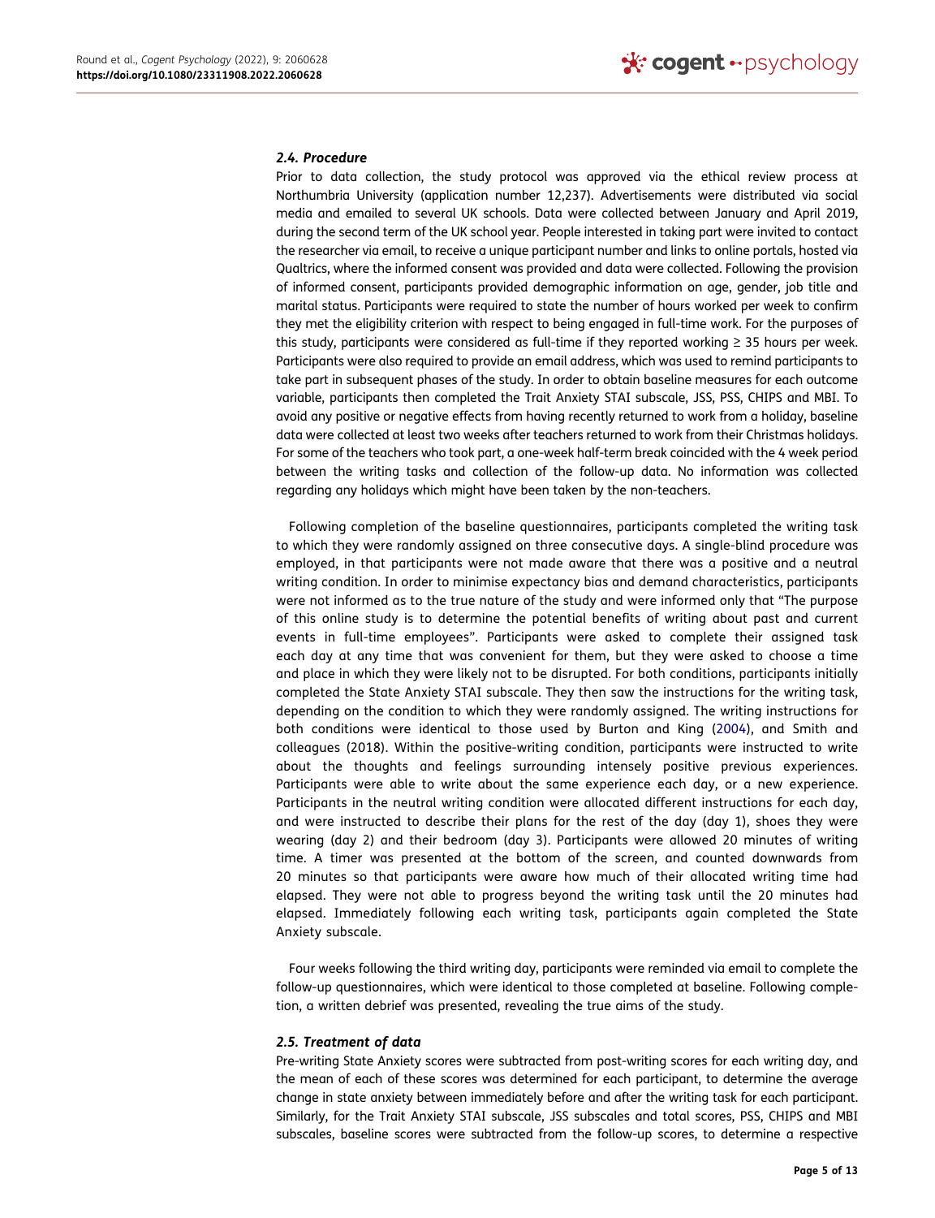### 2.4. Procedure

Prior to data collection, the study protocol was approved via the ethical review process at Northumbria University (application number 12,237). Advertisements were distributed via social media and emailed to several UK schools. Data were collected between January and April 2019, during the second term of the UK school year. People interested in taking part were invited to contact the researcher via email, to receive a unique participant number and links to online portals, hosted via Qualtrics, where the informed consent was provided and data were collected. Following the provision of informed consent, participants provided demographic information on age, gender, job title and marital status. Participants were required to state the number of hours worked per week to confirm they met the eligibility criterion with respect to being engaged in full-time work. For the purposes of this study, participants were considered as full-time if they reported working ≥ 35 hours per week. Participants were also required to provide an email address, which was used to remind participants to take part in subsequent phases of the study. In order to obtain baseline measures for each outcome variable, participants then completed the Trait Anxiety STAI subscale, JSS, PSS, CHIPS and MBI. To avoid any positive or negative effects from having recently returned to work from a holiday, baseline data were collected at least two weeks after teachers returned to work from their Christmas holidays. For some of the teachers who took part, a one-week half-term break coincided with the 4 week period between the writing tasks and collection of the follow-up data. No information was collected regarding any holidays which might have been taken by the non-teachers.

Following completion of the baseline questionnaires, participants completed the writing task to which they were randomly assigned on three consecutive days. A single-blind procedure was employed, in that participants were not made aware that there was a positive and a neutral writing condition. In order to minimise expectancy bias and demand characteristics, participants were not informed as to the true nature of the study and were informed only that "The purpose of this online study is to determine the potential benefits of writing about past and current events in full-time employees". Participants were asked to complete their assigned task each day at any time that was convenient for them, but they were asked to choose a time and place in which they were likely not to be disrupted. For both conditions, participants initially completed the State Anxiety STAI subscale. They then saw the instructions for the writing task, depending on the condition to which they were randomly assigned. The writing instructions for both conditions were identical to those used by Burton and King (2004), and Smith and colleagues (2018). Within the positive-writing condition, participants were instructed to write about the thoughts and feelings surrounding intensely positive previous experiences. Participants were able to write about the same experience each day, or a new experience. Participants in the neutral writing condition were allocated different instructions for each day, and were instructed to describe their plans for the rest of the day (day 1), shoes they were wearing (day 2) and their bedroom (day 3). Participants were allowed 20 minutes of writing time. A timer was presented at the bottom of the screen, and counted downwards from 20 minutes so that participants were aware how much of their allocated writing time had elapsed. They were not able to progress beyond the writing task until the 20 minutes had elapsed. Immediately following each writing task, participants again completed the State Anxiety subscale.

Four weeks following the third writing day, participants were reminded via email to complete the follow-up questionnaires, which were identical to those completed at baseline. Following completion, a written debrief was presented, revealing the true aims of the study.

### 2.5. Treatment of data

Pre-writing State Anxiety scores were subtracted from post-writing scores for each writing day, and the mean of each of these scores was determined for each participant, to determine the average change in state anxiety between immediately before and after the writing task for each participant. Similarly, for the Trait Anxiety STAI subscale, JSS subscales and total scores, PSS, CHIPS and MBI subscales, baseline scores were subtracted from the follow-up scores, to determine a respective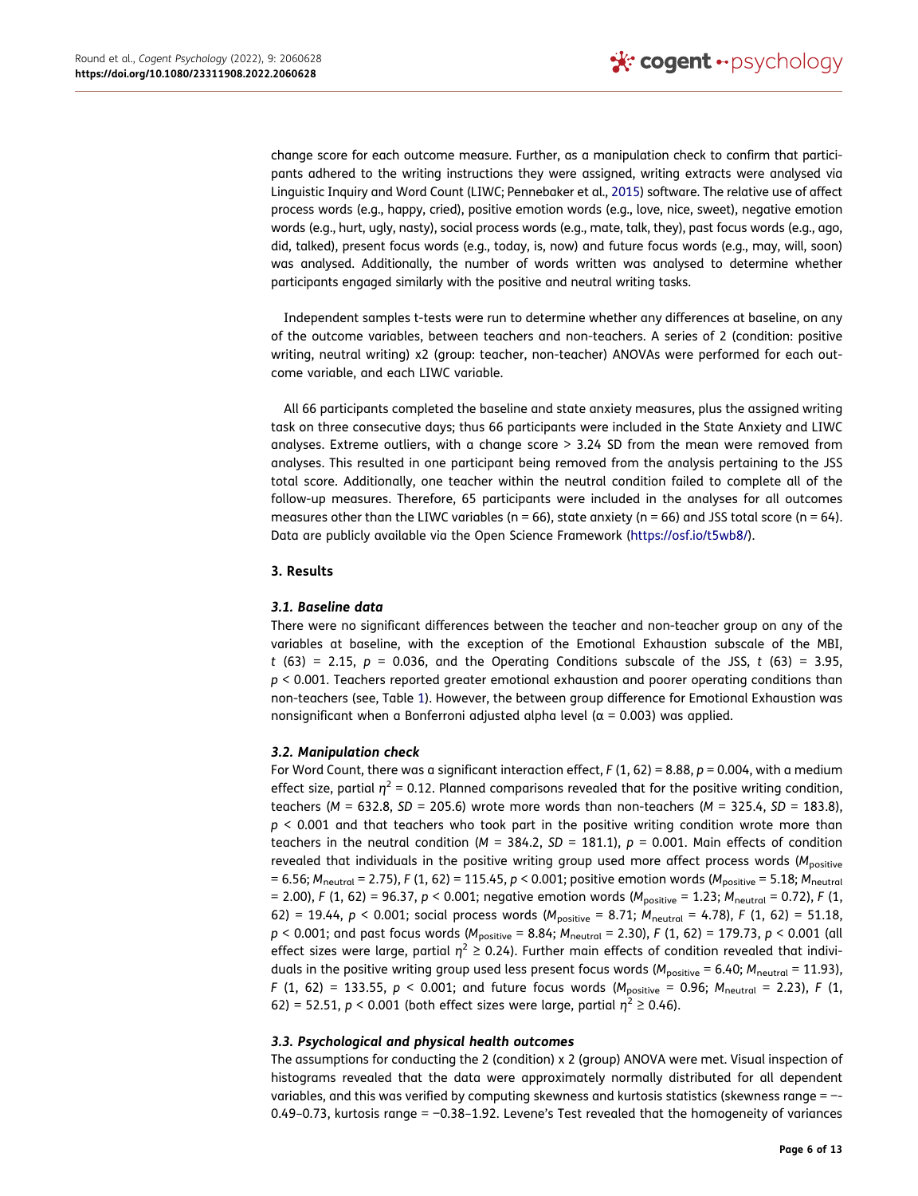change score for each outcome measure. Further, as a manipulation check to confirm that participants adhered to the writing instructions they were assigned, writing extracts were analysed via Linguistic Inquiry and Word Count (LIWC; Pennebaker et al., 2015) software. The relative use of affect process words (e.g., happy, cried), positive emotion words (e.g., love, nice, sweet), negative emotion words (e.g., hurt, ugly, nasty), social process words (e.g., mate, talk, they), past focus words (e.g., ago, did, talked), present focus words (e.g., today, is, now) and future focus words (e.g., may, will, soon) was analysed. Additionally, the number of words written was analysed to determine whether participants engaged similarly with the positive and neutral writing tasks.

Independent samples t-tests were run to determine whether any differences at baseline, on any of the outcome variables, between teachers and non-teachers. A series of 2 (condition: positive writing, neutral writing) x2 (group: teacher, non-teacher) ANOVAs were performed for each outcome variable, and each LIWC variable.

All 66 participants completed the baseline and state anxiety measures, plus the assigned writing task on three consecutive days; thus 66 participants were included in the State Anxiety and LIWC analyses. Extreme outliers, with a change score > 3.24 SD from the mean were removed from analyses. This resulted in one participant being removed from the analysis pertaining to the JSS total score. Additionally, one teacher within the neutral condition failed to complete all of the follow-up measures. Therefore, 65 participants were included in the analyses for all outcomes measures other than the LIWC variables (n = 66), state anxiety (n = 66) and JSS total score (n = 64). Data are publicly available via the Open Science Framework (https://osf.io/t5wb8/).

### 3. Results

#### 3.1. Baseline data

There were no significant differences between the teacher and non-teacher group on any of the variables at baseline, with the exception of the Emotional Exhaustion subscale of the MBI, $t$ (63) = 2.15, $p$ = 0.036, and the Operating Conditions subscale of the JSS, $t$ (63) = 3.95, $p < 0.001$. Teachers reported greater emotional exhaustion and poorer operating conditions than non-teachers (see, Table 1). However, the between group difference for Emotional Exhaustion was nonsignificant when a Bonferroni adjusted alpha level ($\alpha$ = 0.003) was applied.

#### 3.2. Manipulation check

For Word Count, there was a significant interaction effect, $F$ (1, 62) = 8.88, $p$ = 0.004, with a medium effect size, partial $\eta^2$ = 0.12. Planned comparisons revealed that for the positive writing condition, teachers ($M$ = 632.8, $SD$ = 205.6) wrote more words than non-teachers ($M$ = 325.4, $SD$ = 183.8), $p < 0.001$ and that teachers who took part in the positive writing condition wrote more than teachers in the neutral condition ($M$ = 384.2, $SD$ = 181.1), $p$ = 0.001. Main effects of condition revealed that individuals in the positive writing group used more affect process words ($M_{\text{positive}}$ = 6.56; $M_{\text{neutral}}$ = 2.75), $F$ (1, 62) = 115.45, $p < 0.001$; positive emotion words ($M_{\text{positive}}$ = 5.18; $M_{\text{neutral}}$ = 2.00), $F$ (1, 62) = 96.37, $p < 0.001$; negative emotion words ($M_{\text{positive}}$ = 1.23; $M_{\text{neutral}}$ = 0.72), $F$ (1, 62) = 19.44, $p < 0.001$; social process words ($M_{\text{positive}}$ = 8.71; $M_{\text{neutral}}$ = 4.78), $F$ (1, 62) = 51.18, $p < 0.001$; and past focus words ($M_{\text{positive}}$ = 8.84; $M_{\text{neutral}}$ = 2.30), $F$ (1, 62) = 179.73, $p < 0.001$ (all effect sizes were large, partial $\eta^2 \geq 0.24$). Further main effects of condition revealed that individuals in the positive writing group used less present focus words ($M_{\text{positive}}$ = 6.40; $M_{\text{neutral}}$ = 11.93), $F$ (1, 62) = 133.55, $p < 0.001$; and future focus words ($M_{\text{positive}}$ = 0.96; $M_{\text{neutral}}$ = 2.23), $F$ (1, 62) = 52.51, $p < 0.001$ (both effect sizes were large, partial $\eta^2 \geq 0.46$).

#### 3.3. Psychological and physical health outcomes

The assumptions for conducting the 2 (condition) x 2 (group) ANOVA were met. Visual inspection of histograms revealed that the data were approximately normally distributed for all dependent variables, and this was verified by computing skewness and kurtosis statistics (skewness range = –-0.49–0.73, kurtosis range = −0.38–1.92. Levene's Test revealed that the homogeneity of variances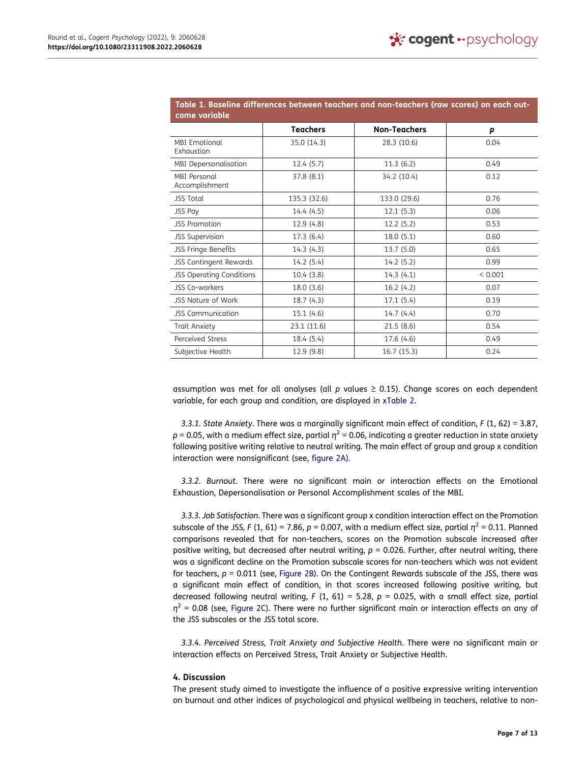**Table 1. Baseline differences between teachers and non-teachers (raw scores) on each outcome variable**

| | Teachers | Non-Teachers | *p* |
|---|---|---|---|
| MBI Emotional Exhaustion | 35.0 (14.3) | 28.3 (10.6) | 0.04 |
| MBI Depersonalisation | 12.4 (5.7) | 11.3 (6.2) | 0.49 |
| MBI Personal Accomplishment | 37.8 (8.1) | 34.2 (10.4) | 0.12 |
| JSS Total | 135.3 (32.6) | 133.0 (29.6) | 0.76 |
| JSS Pay | 14.4 (4.5) | 12.1 (5.3) | 0.06 |
| JSS Promotion | 12.9 (4.8) | 12.2 (5.2) | 0.53 |
| JSS Supervision | 17.3 (6.4) | 18.0 (5.1) | 0.60 |
| JSS Fringe Benefits | 14.3 (4.3) | 13.7 (5.0) | 0.65 |
| JSS Contingent Rewards | 14.2 (5.4) | 14.2 (5.2) | 0.99 |
| JSS Operating Conditions | 10.4 (3.8) | 14.3 (4.1) | < 0.001 |
| JSS Co-workers | 18.0 (3.6) | 16.2 (4.2) | 0.07 |
| JSS Nature of Work | 18.7 (4.3) | 17.1 (5.4) | 0.19 |
| JSS Communication | 15.1 (4.6) | 14.7 (4.4) | 0.70 |
| Trait Anxiety | 23.1 (11.6) | 21.5 (8.6) | 0.54 |
| Perceived Stress | 18.4 (5.4) | 17.6 (4.6) | 0.49 |
| Subjective Health | 12.9 (9.8) | 16.7 (15.3) | 0.24 |

assumption was met for all analyses (all *p* values ≥ 0.15). Change scores on each dependent variable, for each group and condition, are displayed in xTable 2.

*3.3.1. State Anxiety*. There was a marginally significant main effect of condition, $F$ (1, 62) = 3.87, $p = 0.05$, with a medium effect size, partial $\eta^2 = 0.06$, indicating a greater reduction in state anxiety following positive writing relative to neutral writing. The main effect of group and group x condition interaction were nonsignificant (see, figure 2A).

*3.3.2. Burnout*. There were no significant main or interaction effects on the Emotional Exhaustion, Depersonalisation or Personal Accomplishment scales of the MBI.

*3.3.3. Job Satisfaction*. There was a significant group x condition interaction effect on the Promotion subscale of the JSS, $F$ (1, 61) = 7.86, $p = 0.007$, with a medium effect size, partial $\eta^2 = 0.11$. Planned comparisons revealed that for non-teachers, scores on the Promotion subscale increased after positive writing, but decreased after neutral writing, $p = 0.026$. Further, after neutral writing, there was a significant decline on the Promotion subscale scores for non-teachers which was not evident for teachers, $p = 0.011$ (see, Figure 2B). On the Contingent Rewards subscale of the JSS, there was a significant main effect of condition, in that scores increased following positive writing, but decreased following neutral writing, $F$ (1, 61) = 5.28, $p = 0.025$, with a small effect size, partial $\eta^2 = 0.08$ (see, Figure 2C). There were no further significant main or interaction effects on any of the JSS subscales or the JSS total score.

*3.3.4. Perceived Stress, Trait Anxiety and Subjective Health*. There were no significant main or interaction effects on Perceived Stress, Trait Anxiety or Subjective Health.

## 4. Discussion

The present study aimed to investigate the influence of a positive expressive writing intervention on burnout and other indices of psychological and physical wellbeing in teachers, relative to non-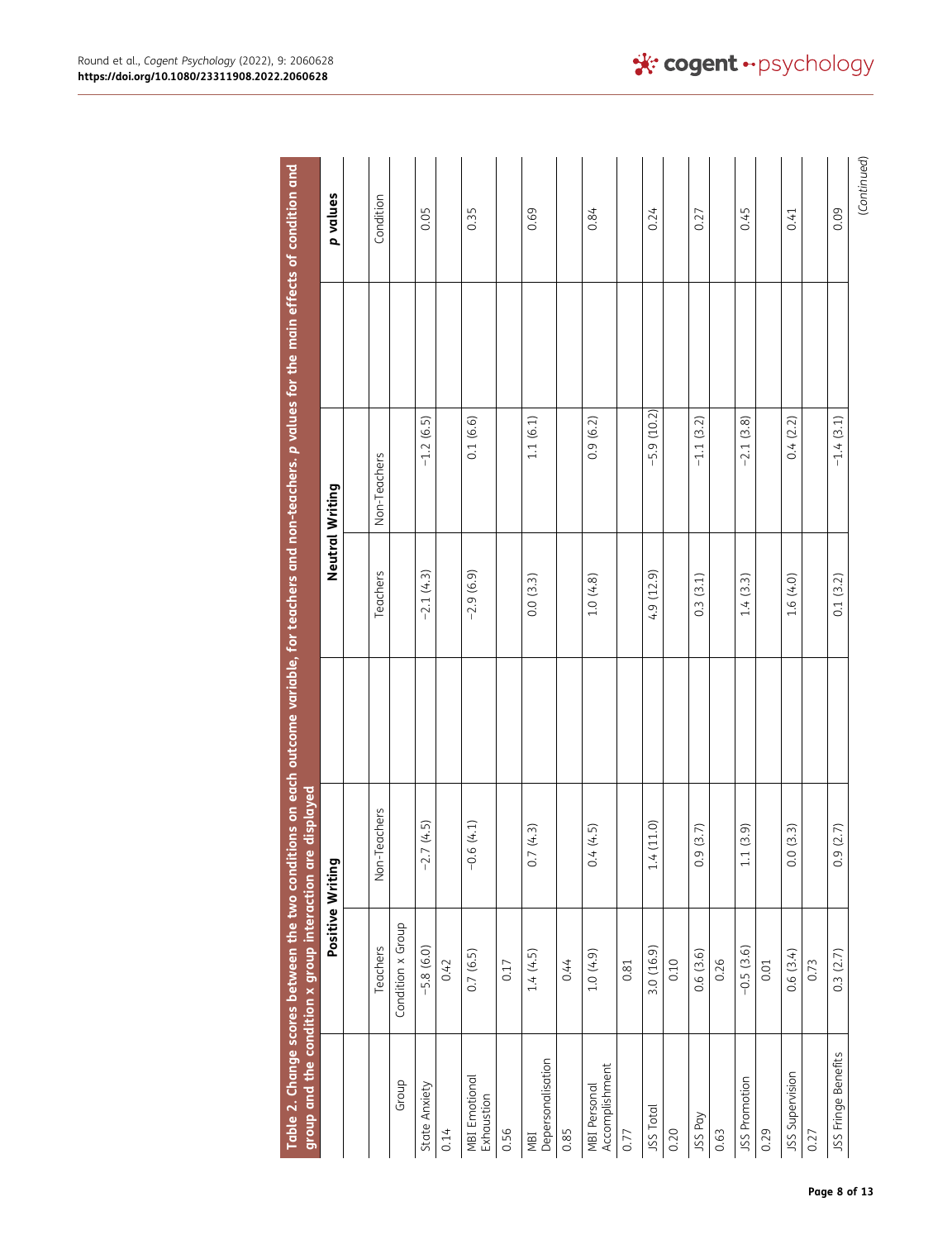**Table 2. Change scores between the two conditions on each outcome variable, for teachers and non-teachers. *p* values for the main effects of condition and group and the condition x group interaction are displayed**

| | Positive Writing | | Neutral Writing | | *p* values | | |
|---|---|---|---|---|---|---|---|
| | Teachers | Non-Teachers | Teachers | Non-Teachers | Condition | Group | Condition x Group |
| State Anxiety | −5.8 (6.0) | −2.7 (4.5) | −2.1 (4.3) | −1.2 (6.5) | 0.05 | 0.14 | 0.42 |
| MBI Emotional Exhaustion | 0.7 (6.5) | −0.6 (4.1) | −2.9 (6.9) | 0.1 (6.6) | 0.35 | 0.56 | 0.17 |
| MBI Depersonalisation | 1.4 (4.5) | 0.7 (4.3) | 0.0 (3.3) | 1.1 (6.1) | 0.69 | 0.85 | 0.44 |
| MBI Personal Accomplishment | 1.0 (4.9) | 0.4 (4.5) | 1.0 (4.8) | 0.9 (6.2) | 0.84 | 0.77 | 0.81 |
| JSS Total | 3.0 (16.9) | 1.4 (11.0) | 4.9 (12.9) | −5.9 (10.2) | 0.24 | 0.20 | 0.10 |
| JSS Pay | 0.6 (3.6) | 0.9 (3.7) | 0.3 (3.1) | −1.1 (3.2) | 0.27 | 0.63 | 0.26 |
| JSS Promotion | −0.5 (3.6) | 1.1 (3.9) | 1.4 (3.3) | −2.1 (3.8) | 0.45 | 0.29 | 0.01 |
| JSS Supervision | 0.6 (3.4) | 0.0 (3.3) | 1.6 (4.0) | 0.4 (2.2) | 0.41 | 0.27 | 0.73 |
| JSS Fringe Benefits | 0.3 (2.7) | 0.9 (2.7) | 0.1 (3.2) | −1.4 (3.1) | 0.09 | | |

(Continued)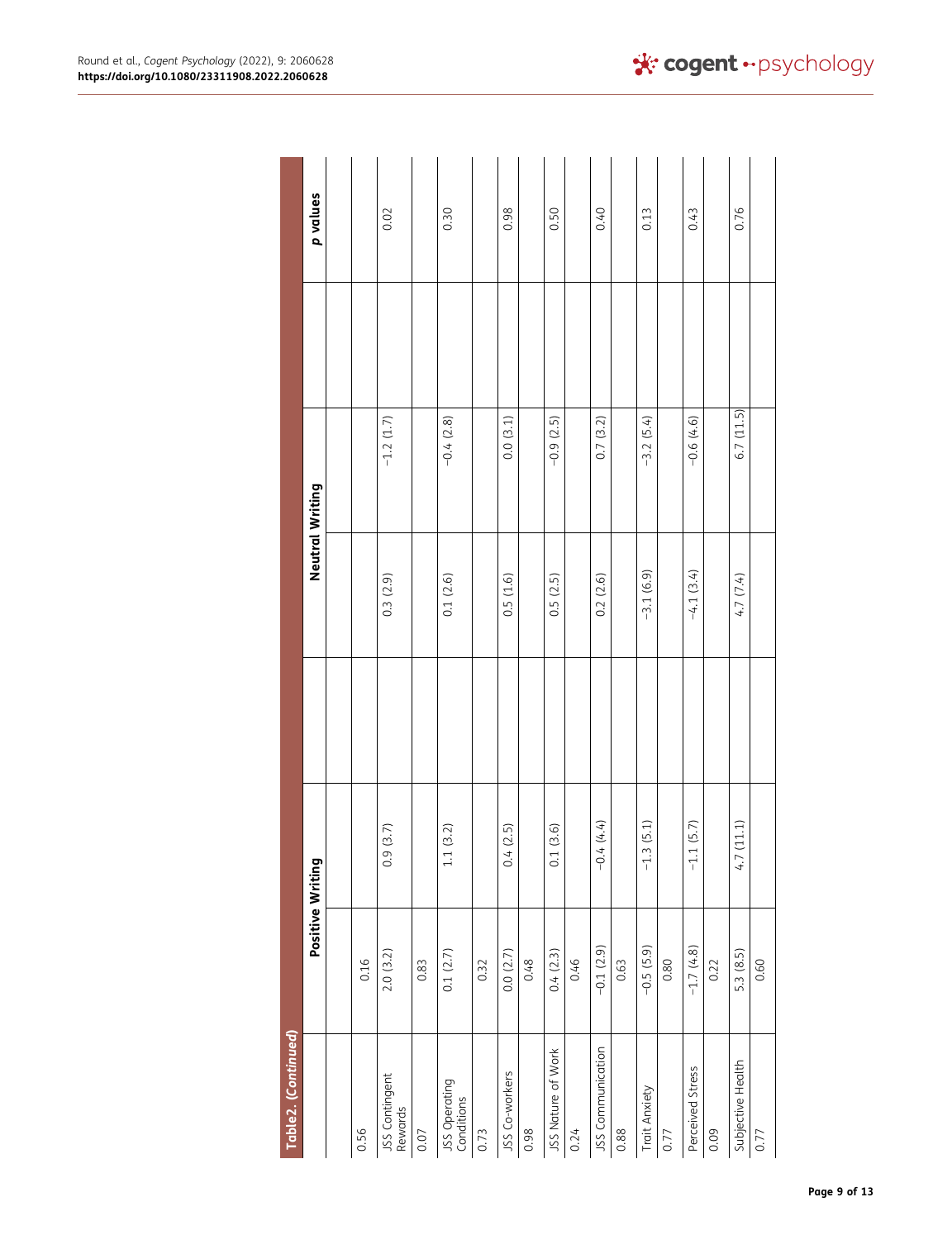**Table2. (Continued)**

| | Positive Writing | | | Neutral Writing | | | p values |
|---|---|---|---|---|---|---|---|
| 0.56 | 0.16 | | | | | | |
| JSS Contingent Rewards | 2.0 (3.2) | 0.9 (3.7) | | 0.3 (2.9) | −1.2 (1.7) | | 0.02 |
| 0.07 | 0.83 | | | | | | |
| JSS Operating Conditions | 0.1 (2.7) | 1.1 (3.2) | | 0.1 (2.6) | −0.4 (2.8) | | 0.30 |
| 0.73 | 0.32 | | | | | | |
| JSS Co-workers | 0.0 (2.7) | 0.4 (2.5) | | 0.5 (1.6) | 0.0 (3.1) | | 0.98 |
| 0.98 | 0.48 | | | | | | |
| JSS Nature of Work | 0.4 (2.3) | 0.1 (3.6) | | 0.5 (2.5) | −0.9 (2.5) | | 0.50 |
| 0.24 | 0.46 | | | | | | |
| JSS Communication | −0.1 (2.9) | −0.4 (4.4) | | 0.2 (2.6) | 0.7 (3.2) | | 0.40 |
| 0.88 | 0.63 | | | | | | |
| Trait Anxiety | −0.5 (5.9) | −1.3 (5.1) | | −3.1 (6.9) | −3.2 (5.4) | | 0.13 |
| 0.77 | 0.80 | | | | | | |
| Perceived Stress | −1.7 (4.8) | −1.1 (5.7) | | −4.1 (3.4) | −0.6 (4.6) | | 0.43 |
| 0.09 | 0.22 | | | | | | |
| Subjective Health | 5.3 (8.5) | 4.7 (11.1) | | 4.7 (7.4) | 6.7 (11.5) | | 0.76 |
| 0.77 | 0.60 | | | | | | |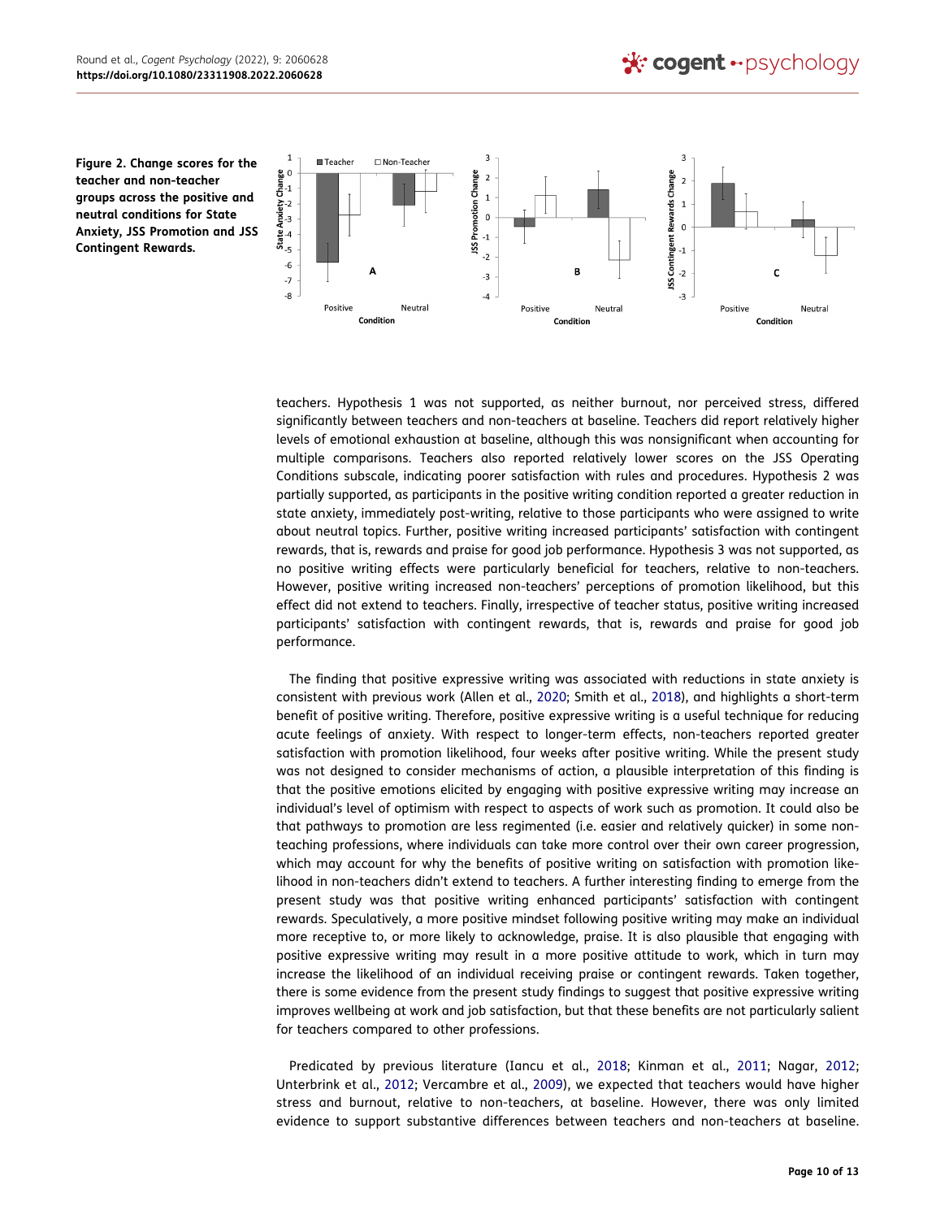**Figure 2. Change scores for the teacher and non-teacher groups across the positive and neutral conditions for State Anxiety, JSS Promotion and JSS Contingent Rewards.**

teachers. Hypothesis 1 was not supported, as neither burnout, nor perceived stress, differed significantly between teachers and non-teachers at baseline. Teachers did report relatively higher levels of emotional exhaustion at baseline, although this was nonsignificant when accounting for multiple comparisons. Teachers also reported relatively lower scores on the JSS Operating Conditions subscale, indicating poorer satisfaction with rules and procedures. Hypothesis 2 was partially supported, as participants in the positive writing condition reported a greater reduction in state anxiety, immediately post-writing, relative to those participants who were assigned to write about neutral topics. Further, positive writing increased participants' satisfaction with contingent rewards, that is, rewards and praise for good job performance. Hypothesis 3 was not supported, as no positive writing effects were particularly beneficial for teachers, relative to non-teachers. However, positive writing increased non-teachers' perceptions of promotion likelihood, but this effect did not extend to teachers. Finally, irrespective of teacher status, positive writing increased participants' satisfaction with contingent rewards, that is, rewards and praise for good job performance.

The finding that positive expressive writing was associated with reductions in state anxiety is consistent with previous work (Allen et al., 2020; Smith et al., 2018), and highlights a short-term benefit of positive writing. Therefore, positive expressive writing is a useful technique for reducing acute feelings of anxiety. With respect to longer-term effects, non-teachers reported greater satisfaction with promotion likelihood, four weeks after positive writing. While the present study was not designed to consider mechanisms of action, a plausible interpretation of this finding is that the positive emotions elicited by engaging with positive expressive writing may increase an individual's level of optimism with respect to aspects of work such as promotion. It could also be that pathways to promotion are less regimented (i.e. easier and relatively quicker) in some non-teaching professions, where individuals can take more control over their own career progression, which may account for why the benefits of positive writing on satisfaction with promotion likelihood in non-teachers didn't extend to teachers. A further interesting finding to emerge from the present study was that positive writing enhanced participants' satisfaction with contingent rewards. Speculatively, a more positive mindset following positive writing may make an individual more receptive to, or more likely to acknowledge, praise. It is also plausible that engaging with positive expressive writing may result in a more positive attitude to work, which in turn may increase the likelihood of an individual receiving praise or contingent rewards. Taken together, there is some evidence from the present study findings to suggest that positive expressive writing improves wellbeing at work and job satisfaction, but that these benefits are not particularly salient for teachers compared to other professions.

Predicated by previous literature (Iancu et al., 2018; Kinman et al., 2011; Nagar, 2012; Unterbrink et al., 2012; Vercambre et al., 2009), we expected that teachers would have higher stress and burnout, relative to non-teachers, at baseline. However, there was only limited evidence to support substantive differences between teachers and non-teachers at baseline.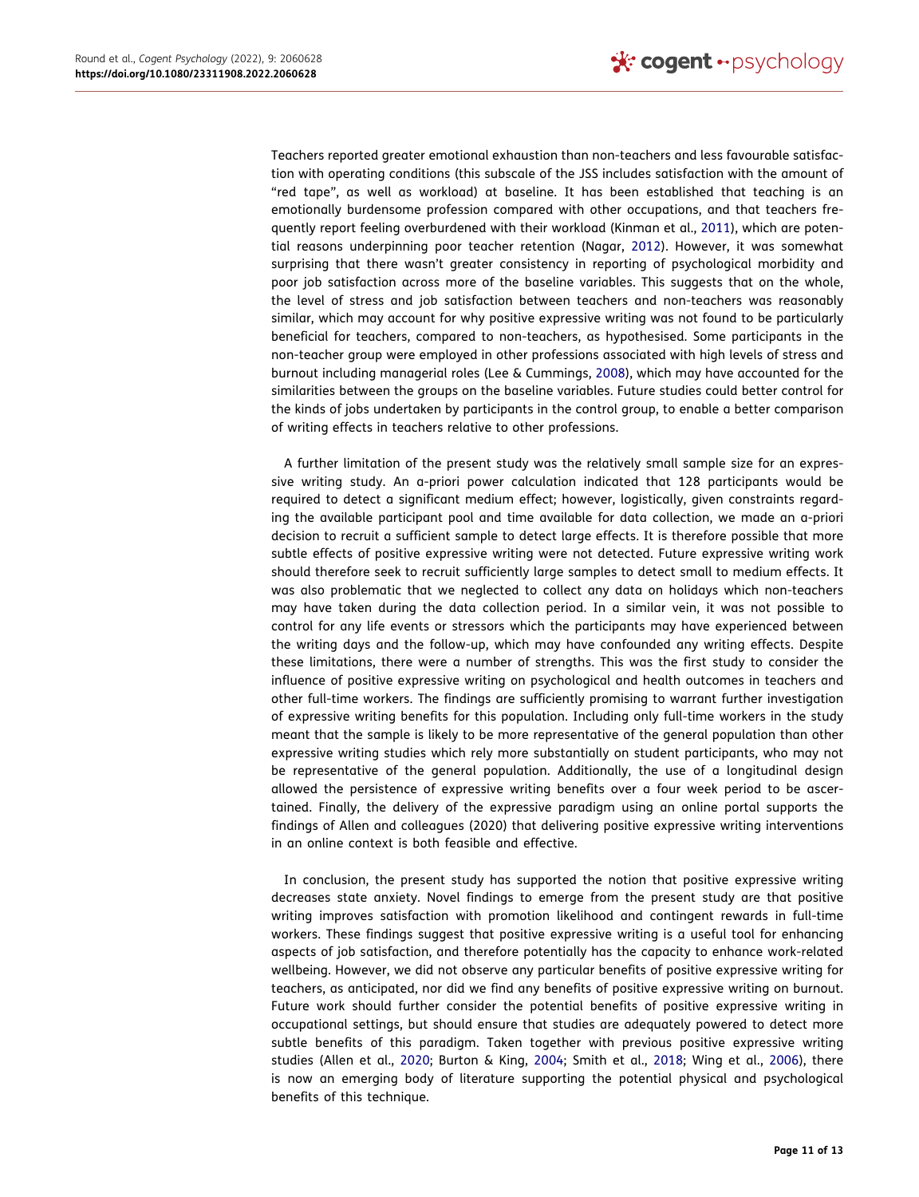Teachers reported greater emotional exhaustion than non-teachers and less favourable satisfaction with operating conditions (this subscale of the JSS includes satisfaction with the amount of "red tape", as well as workload) at baseline. It has been established that teaching is an emotionally burdensome profession compared with other occupations, and that teachers frequently report feeling overburdened with their workload (Kinman et al., 2011), which are potential reasons underpinning poor teacher retention (Nagar, 2012). However, it was somewhat surprising that there wasn't greater consistency in reporting of psychological morbidity and poor job satisfaction across more of the baseline variables. This suggests that on the whole, the level of stress and job satisfaction between teachers and non-teachers was reasonably similar, which may account for why positive expressive writing was not found to be particularly beneficial for teachers, compared to non-teachers, as hypothesised. Some participants in the non-teacher group were employed in other professions associated with high levels of stress and burnout including managerial roles (Lee & Cummings, 2008), which may have accounted for the similarities between the groups on the baseline variables. Future studies could better control for the kinds of jobs undertaken by participants in the control group, to enable a better comparison of writing effects in teachers relative to other professions.

A further limitation of the present study was the relatively small sample size for an expressive writing study. An a-priori power calculation indicated that 128 participants would be required to detect a significant medium effect; however, logistically, given constraints regarding the available participant pool and time available for data collection, we made an a-priori decision to recruit a sufficient sample to detect large effects. It is therefore possible that more subtle effects of positive expressive writing were not detected. Future expressive writing work should therefore seek to recruit sufficiently large samples to detect small to medium effects. It was also problematic that we neglected to collect any data on holidays which non-teachers may have taken during the data collection period. In a similar vein, it was not possible to control for any life events or stressors which the participants may have experienced between the writing days and the follow-up, which may have confounded any writing effects. Despite these limitations, there were a number of strengths. This was the first study to consider the influence of positive expressive writing on psychological and health outcomes in teachers and other full-time workers. The findings are sufficiently promising to warrant further investigation of expressive writing benefits for this population. Including only full-time workers in the study meant that the sample is likely to be more representative of the general population than other expressive writing studies which rely more substantially on student participants, who may not be representative of the general population. Additionally, the use of a longitudinal design allowed the persistence of expressive writing benefits over a four week period to be ascertained. Finally, the delivery of the expressive paradigm using an online portal supports the findings of Allen and colleagues (2020) that delivering positive expressive writing interventions in an online context is both feasible and effective.

In conclusion, the present study has supported the notion that positive expressive writing decreases state anxiety. Novel findings to emerge from the present study are that positive writing improves satisfaction with promotion likelihood and contingent rewards in full-time workers. These findings suggest that positive expressive writing is a useful tool for enhancing aspects of job satisfaction, and therefore potentially has the capacity to enhance work-related wellbeing. However, we did not observe any particular benefits of positive expressive writing for teachers, as anticipated, nor did we find any benefits of positive expressive writing on burnout. Future work should further consider the potential benefits of positive expressive writing in occupational settings, but should ensure that studies are adequately powered to detect more subtle benefits of this paradigm. Taken together with previous positive expressive writing studies (Allen et al., 2020; Burton & King, 2004; Smith et al., 2018; Wing et al., 2006), there is now an emerging body of literature supporting the potential physical and psychological benefits of this technique.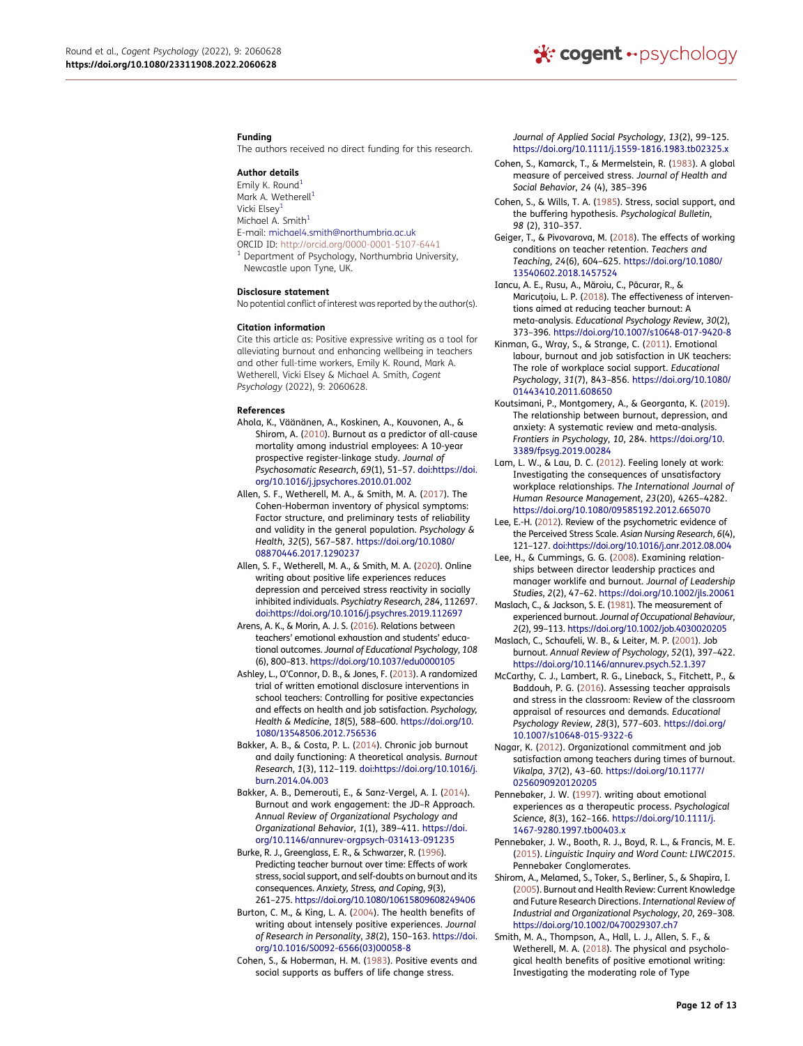### Funding

The authors received no direct funding for this research.

### Author details

Emily K. Round[1]
Mark A. Wetherell[1]
Vicki Elsey[1]
Michael A. Smith[1]
E-mail: michael4.smith@northumbria.ac.uk
ORCID ID: http://orcid.org/0000-0001-5107-6441
[1] Department of Psychology, Northumbria University, Newcastle upon Tyne, UK.

### Disclosure statement

No potential conflict of interest was reported by the author(s).

### Citation information

Cite this article as: Positive expressive writing as a tool for alleviating burnout and enhancing wellbeing in teachers and other full-time workers, Emily K. Round, Mark A. Wetherell, Vicki Elsey & Michael A. Smith, *Cogent Psychology* (2022), 9: 2060628.

### References

Ahola, K., Väänänen, A., Koskinen, A., Kouvonen, A., & Shirom, A. (2010). Burnout as a predictor of all-cause mortality among industrial employees: A 10-year prospective register-linkage study. *Journal of Psychosomatic Research*, *69*(1), 51–57. doi:https://doi.org/10.1016/j.jpsychores.2010.01.002

Allen, S. F., Wetherell, M. A., & Smith, M. A. (2017). The Cohen-Hoberman inventory of physical symptoms: Factor structure, and preliminary tests of reliability and validity in the general population. *Psychology & Health*, *32*(5), 567–587. https://doi.org/10.1080/08870446.2017.1290237

Allen, S. F., Wetherell, M. A., & Smith, M. A. (2020). Online writing about positive life experiences reduces depression and perceived stress reactivity in socially inhibited individuals. *Psychiatry Research*, *284*, 112697. doi:https://doi.org/10.1016/j.psychres.2019.112697

Arens, A. K., & Morin, A. J. S. (2016). Relations between teachers' emotional exhaustion and students' educational outcomes. *Journal of Educational Psychology*, *108* (6), 800–813. https://doi.org/10.1037/edu0000105

Ashley, L., O'Connor, D. B., & Jones, F. (2013). A randomized trial of written emotional disclosure interventions in school teachers: Controlling for positive expectancies and effects on health and job satisfaction. *Psychology, Health & Medicine*, *18*(5), 588–600. https://doi.org/10.1080/13548506.2012.756536

Bakker, A. B., & Costa, P. L. (2014). Chronic job burnout and daily functioning: A theoretical analysis. *Burnout Research*, *1*(3), 112–119. doi:https://doi.org/10.1016/j.burn.2014.04.003

Bakker, A. B., Demerouti, E., & Sanz-Vergel, A. I. (2014). Burnout and work engagement: the JD–R Approach. *Annual Review of Organizational Psychology and Organizational Behavior*, *1*(1), 389–411. https://doi.org/10.1146/annurev-orgpsych-031413-091235

Burke, R. J., Greenglass, E. R., & Schwarzer, R. (1996). Predicting teacher burnout over time: Effects of work stress, social support, and self-doubts on burnout and its consequences. *Anxiety, Stress, and Coping*, *9*(3), 261–275. https://doi.org/10.1080/10615809608249406

Burton, C. M., & King, L. A. (2004). The health benefits of writing about intensely positive experiences. *Journal of Research in Personality*, *38*(2), 150–163. https://doi.org/10.1016/S0092-6566(03)00058-8

Cohen, S., & Hoberman, H. M. (1983). Positive events and social supports as buffers of life change stress. *Journal of Applied Social Psychology*, *13*(2), 99–125. https://doi.org/10.1111/j.1559-1816.1983.tb02325.x

Cohen, S., Kamarck, T., & Mermelstein, R. (1983). A global measure of perceived stress. *Journal of Health and Social Behavior*, *24* (4), 385–396

Cohen, S., & Wills, T. A. (1985). Stress, social support, and the buffering hypothesis. *Psychological Bulletin*, *98* (2), 310–357.

Geiger, T., & Pivovarova, M. (2018). The effects of working conditions on teacher retention. *Teachers and Teaching*, *24*(6), 604–625. https://doi.org/10.1080/13540602.2018.1457524

Iancu, A. E., Rusu, A., Măroiu, C., Păcurar, R., & Maricuțoiu, L. P. (2018). The effectiveness of interventions aimed at reducing teacher burnout: A meta-analysis. *Educational Psychology Review*, *30*(2), 373–396. https://doi.org/10.1007/s10648-017-9420-8

Kinman, G., Wray, S., & Strange, C. (2011). Emotional labour, burnout and job satisfaction in UK teachers: The role of workplace social support. *Educational Psychology*, *31*(7), 843–856. https://doi.org/10.1080/01443410.2011.608650

Koutsimani, P., Montgomery, A., & Georganta, K. (2019). The relationship between burnout, depression, and anxiety: A systematic review and meta-analysis. *Frontiers in Psychology*, *10*, 284. https://doi.org/10.3389/fpsyg.2019.00284

Lam, L. W., & Lau, D. C. (2012). Feeling lonely at work: Investigating the consequences of unsatisfactory workplace relationships. *The International Journal of Human Resource Management*, *23*(20), 4265–4282. https://doi.org/10.1080/09585192.2012.665070

Lee, E.-H. (2012). Review of the psychometric evidence of the Perceived Stress Scale. *Asian Nursing Research*, *6*(4), 121–127. doi:https://doi.org/10.1016/j.anr.2012.08.004

Lee, H., & Cummings, G. G. (2008). Examining relationships between director leadership practices and manager worklife and burnout. *Journal of Leadership Studies*, *2*(2), 47–62. https://doi.org/10.1002/jls.20061

Maslach, C., & Jackson, S. E. (1981). The measurement of experienced burnout. *Journal of Occupational Behaviour*, *2*(2), 99–113. https://doi.org/10.1002/job.4030020205

Maslach, C., Schaufeli, W. B., & Leiter, M. P. (2001). Job burnout. *Annual Review of Psychology*, *52*(1), 397–422. https://doi.org/10.1146/annurev.psych.52.1.397

McCarthy, C. J., Lambert, R. G., Lineback, S., Fitchett, P., & Baddouh, P. G. (2016). Assessing teacher appraisals and stress in the classroom: Review of the classroom appraisal of resources and demands. *Educational Psychology Review*, *28*(3), 577–603. https://doi.org/10.1007/s10648-015-9322-6

Nagar, K. (2012). Organizational commitment and job satisfaction among teachers during times of burnout. *Vikalpa*, *37*(2), 43–60. https://doi.org/10.1177/0256090920120205

Pennebaker, J. W. (1997). writing about emotional experiences as a therapeutic process. *Psychological Science*, *8*(3), 162–166. https://doi.org/10.1111/j.1467-9280.1997.tb00403.x

Pennebaker, J. W., Booth, R. J., Boyd, R. L., & Francis, M. E. (2015). *Linguistic Inquiry and Word Count: LIWC2015*. Pennebaker Conglomerates.

Shirom, A., Melamed, S., Toker, S., Berliner, S., & Shapira, I. (2005). Burnout and Health Review: Current Knowledge and Future Research Directions. *International Review of Industrial and Organizational Psychology*, *20*, 269–308. https://doi.org/10.1002/0470029307.ch7

Smith, M. A., Thompson, A., Hall, L. J., Allen, S. F., & Wetherell, M. A. (2018). The physical and psychological health benefits of positive emotional writing: Investigating the moderating role of Type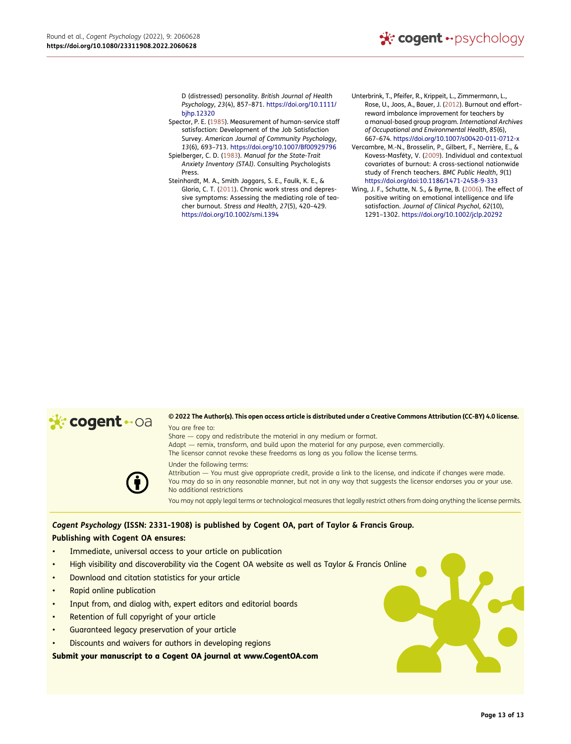D (distressed) personality. *British Journal of Health Psychology*, *23*(4), 857–871. https://doi.org/10.1111/bjhp.12320

Spector, P. E. (1985). Measurement of human-service staff satisfaction: Development of the Job Satisfaction Survey. *American Journal of Community Psychology*, *13*(6), 693–713. https://doi.org/10.1007/Bf00929796

Spielberger, C. D. (1983). *Manual for the State-Trait Anxiety Inventory (STAI)*. Consulting Psychologists Press.

Steinhardt, M. A., Smith Jaggars, S. E., Faulk, K. E., & Gloria, C. T. (2011). Chronic work stress and depressive symptoms: Assessing the mediating role of teacher burnout. *Stress and Health*, *27*(5), 420–429. https://doi.org/10.1002/smi.1394

Unterbrink, T., Pfeifer, R., Krippeit, L., Zimmermann, L., Rose, U., Joos, A., Bauer, J. (2012). Burnout and effort–reward imbalance improvement for teachers by a manual-based group program. *International Archives of Occupational and Environmental Health*, *85*(6), 667–674. https://doi.org/10.1007/s00420-011-0712-x

Vercambre, M.-N., Brosselin, P., Gilbert, F., Nerrière, E., & Kovess-Masféty, V. (2009). Individual and contextual covariates of burnout: A cross-sectional nationwide study of French teachers. *BMC Public Health*, *9*(1) https://doi.org/doi:10.1186/1471-2458-9-333

Wing, J. F., Schutte, N. S., & Byrne, B. (2006). The effect of positive writing on emotional intelligence and life satisfaction. *Journal of Clinical Psychol*, *62*(10), 1291–1302. https://doi.org/10.1002/jclp.20292

**© 2022 The Author(s). This open access article is distributed under a Creative Commons Attribution (CC-BY) 4.0 license.**

You are free to:

Share — copy and redistribute the material in any medium or format.

Adapt — remix, transform, and build upon the material for any purpose, even commercially.

The licensor cannot revoke these freedoms as long as you follow the license terms.

Under the following terms:

Attribution — You must give appropriate credit, provide a link to the license, and indicate if changes were made. You may do so in any reasonable manner, but not in any way that suggests the licensor endorses you or your use.

No additional restrictions

You may not apply legal terms or technological measures that legally restrict others from doing anything the license permits.

***Cogent Psychology*** **(ISSN: 2331-1908) is published by Cogent OA, part of Taylor & Francis Group.**

**Publishing with Cogent OA ensures:**

- Immediate, universal access to your article on publication
- High visibility and discoverability via the Cogent OA website as well as Taylor & Francis Online
- Download and citation statistics for your article
- Rapid online publication
- Input from, and dialog with, expert editors and editorial boards
- Retention of full copyright of your article
- Guaranteed legacy preservation of your article
- Discounts and waivers for authors in developing regions

**Submit your manuscript to a Cogent OA journal at www.CogentOA.com**